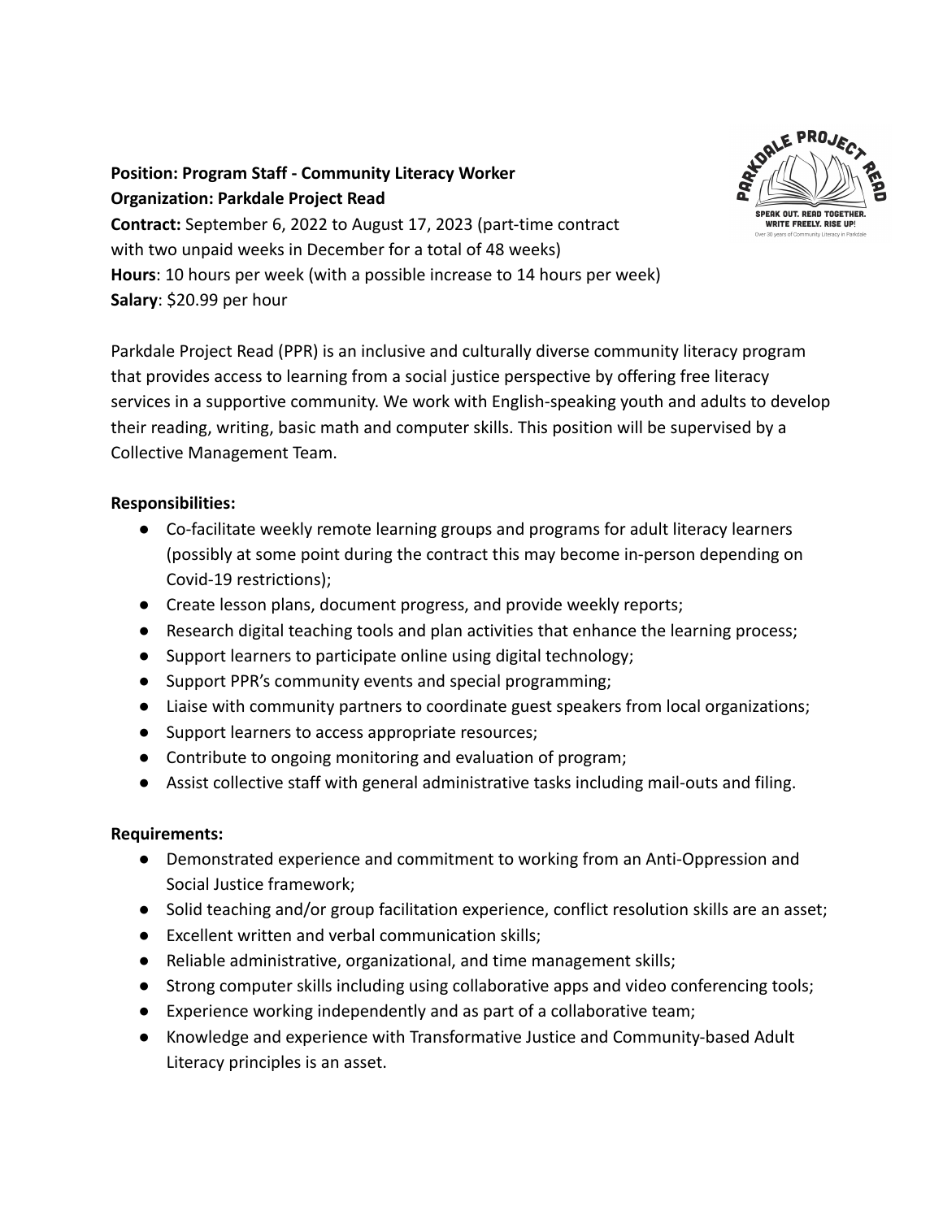**Position: Program Staff - Community Literacy Worker**
**Organization: Parkdale Project Read**
**Contract:** September 6, 2022 to August 17, 2023 (part-time contract with two unpaid weeks in December for a total of 48 weeks)
**Hours**: 10 hours per week (with a possible increase to 14 hours per week)
**Salary**: $20.99 per hour

Parkdale Project Read (PPR) is an inclusive and culturally diverse community literacy program that provides access to learning from a social justice perspective by offering free literacy services in a supportive community. We work with English-speaking youth and adults to develop their reading, writing, basic math and computer skills. This position will be supervised by a Collective Management Team.

**Responsibilities:**

- Co-facilitate weekly remote learning groups and programs for adult literacy learners (possibly at some point during the contract this may become in-person depending on Covid-19 restrictions);
- Create lesson plans, document progress, and provide weekly reports;
- Research digital teaching tools and plan activities that enhance the learning process;
- Support learners to participate online using digital technology;
- Support PPR's community events and special programming;
- Liaise with community partners to coordinate guest speakers from local organizations;
- Support learners to access appropriate resources;
- Contribute to ongoing monitoring and evaluation of program;
- Assist collective staff with general administrative tasks including mail-outs and filing.

**Requirements:**

- Demonstrated experience and commitment to working from an Anti-Oppression and Social Justice framework;
- Solid teaching and/or group facilitation experience, conflict resolution skills are an asset;
- Excellent written and verbal communication skills;
- Reliable administrative, organizational, and time management skills;
- Strong computer skills including using collaborative apps and video conferencing tools;
- Experience working independently and as part of a collaborative team;
- Knowledge and experience with Transformative Justice and Community-based Adult Literacy principles is an asset.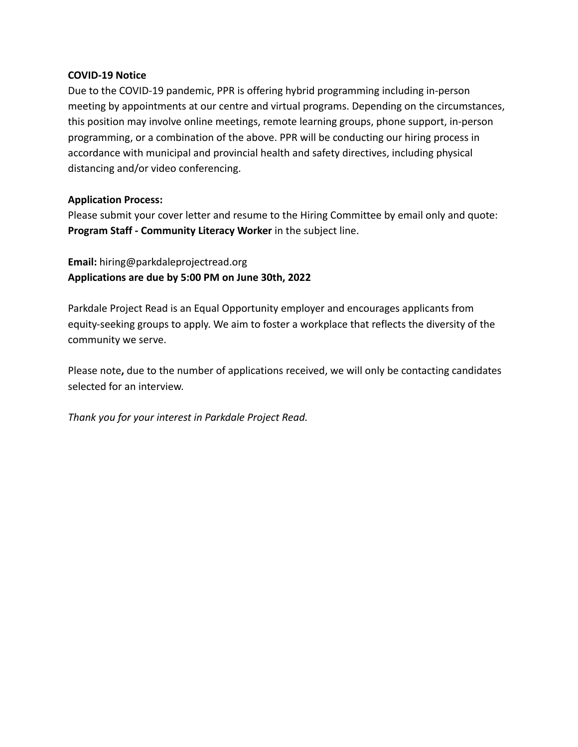**COVID-19 Notice**

Due to the COVID-19 pandemic, PPR is offering hybrid programming including in-person meeting by appointments at our centre and virtual programs. Depending on the circumstances, this position may involve online meetings, remote learning groups, phone support, in-person programming, or a combination of the above. PPR will be conducting our hiring process in accordance with municipal and provincial health and safety directives, including physical distancing and/or video conferencing.

**Application Process:**

Please submit your cover letter and resume to the Hiring Committee by email only and quote: **Program Staff - Community Literacy Worker** in the subject line.

**Email:** hiring@parkdaleprojectread.org
**Applications are due by 5:00 PM on June 30th, 2022**

Parkdale Project Read is an Equal Opportunity employer and encourages applicants from equity-seeking groups to apply. We aim to foster a workplace that reflects the diversity of the community we serve.

Please note**,** due to the number of applications received, we will only be contacting candidates selected for an interview.

*Thank you for your interest in Parkdale Project Read.*